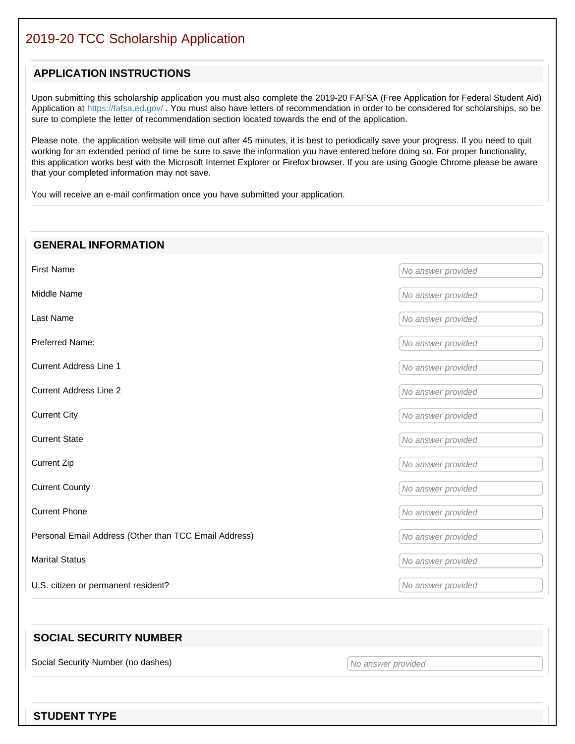# 2019-20 TCC Scholarship Application

## APPLICATION INSTRUCTIONS

Upon submitting this scholarship application you must also complete the 2019-20 FAFSA (Free Application for Federal Student Aid) Application at https://fafsa.ed.gov/ . You must also have letters of recommendation in order to be considered for scholarships, so be sure to complete the letter of recommendation section located towards the end of the application.

Please note, the application website will time out after 45 minutes, it is best to periodically save your progress. If you need to quit working for an extended period of time be sure to save the information you have entered before doing so. For proper functionality, this application works best with the Microsoft Internet Explorer or Firefox browser. If you are using Google Chrome please be aware that your completed information may not save.

You will receive an e-mail confirmation once you have submitted your application.

## GENERAL INFORMATION

| Field | Answer |
| --- | --- |
| First Name | *No answer provided* |
| Middle Name | *No answer provided* |
| Last Name | *No answer provided* |
| Preferred Name: | *No answer provided* |
| Current Address Line 1 | *No answer provided* |
| Current Address Line 2 | *No answer provided* |
| Current City | *No answer provided* |
| Current State | *No answer provided* |
| Current Zip | *No answer provided* |
| Current County | *No answer provided* |
| Current Phone | *No answer provided* |
| Personal Email Address (Other than TCC Email Address) | *No answer provided* |
| Marital Status | *No answer provided* |
| U.S. citizen or permanent resident? | *No answer provided* |

## SOCIAL SECURITY NUMBER

| Field | Answer |
| --- | --- |
| Social Security Number (no dashes) | *No answer provided* |

## STUDENT TYPE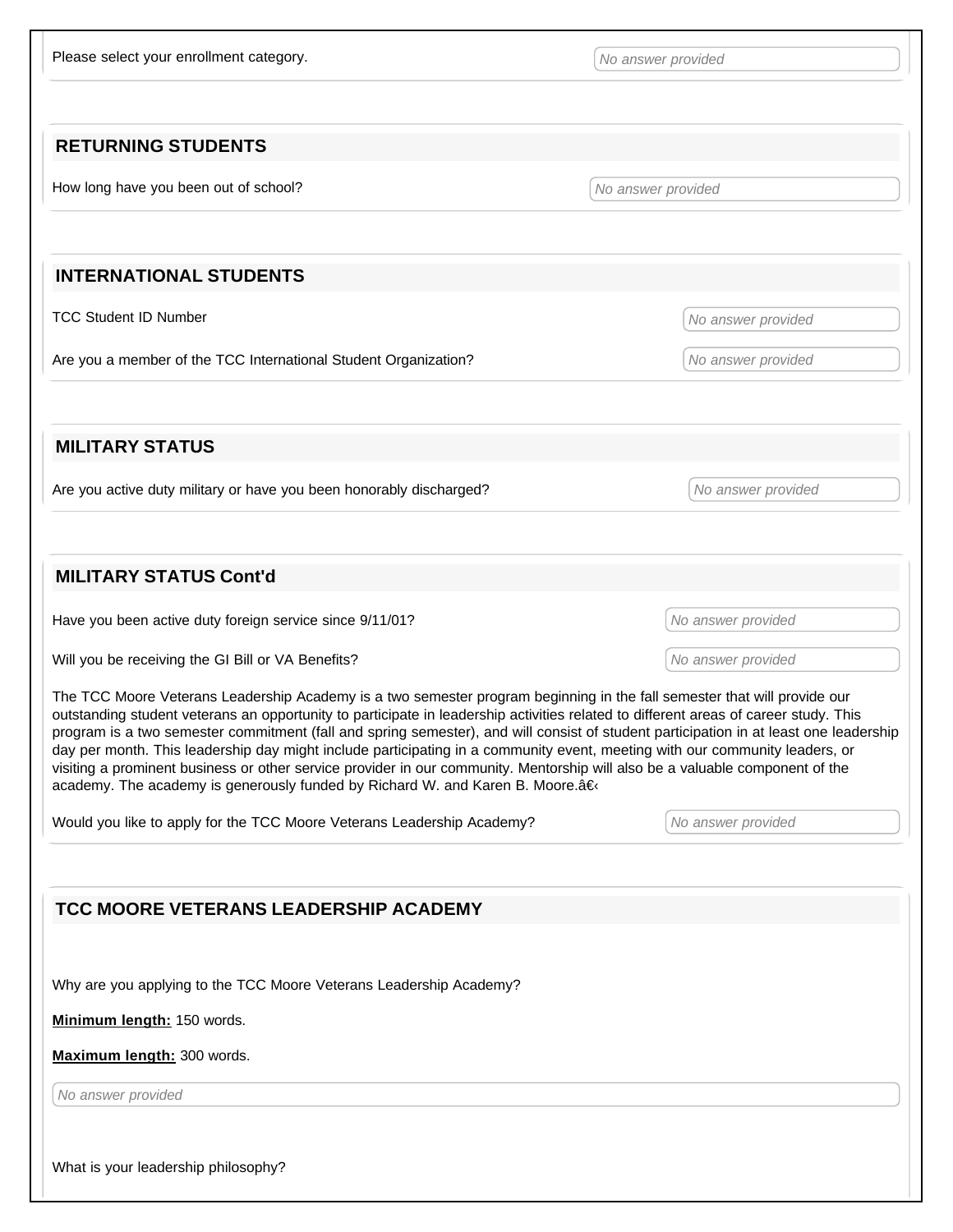Please select your enrollment category. *No answer provided*

## RETURNING STUDENTS

How long have you been out of school? *No answer provided*

## INTERNATIONAL STUDENTS

TCC Student ID Number *No answer provided*

Are you a member of the TCC International Student Organization? *No answer provided*

## MILITARY STATUS

Are you active duty military or have you been honorably discharged? *No answer provided*

## MILITARY STATUS Cont'd

Have you been active duty foreign service since 9/11/01? *No answer provided*

Will you be receiving the GI Bill or VA Benefits? *No answer provided*

The TCC Moore Veterans Leadership Academy is a two semester program beginning in the fall semester that will provide our outstanding student veterans an opportunity to participate in leadership activities related to different areas of career study. This program is a two semester commitment (fall and spring semester), and will consist of student participation in at least one leadership day per month. This leadership day might include participating in a community event, meeting with our community leaders, or visiting a prominent business or other service provider in our community. Mentorship will also be a valuable component of the academy. The academy is generously funded by Richard W. and Karen B. Moore.â€‹

Would you like to apply for the TCC Moore Veterans Leadership Academy? *No answer provided*

## TCC MOORE VETERANS LEADERSHIP ACADEMY

Why are you applying to the TCC Moore Veterans Leadership Academy?

**Minimum length:** 150 words.

**Maximum length:** 300 words.

*No answer provided*

What is your leadership philosophy?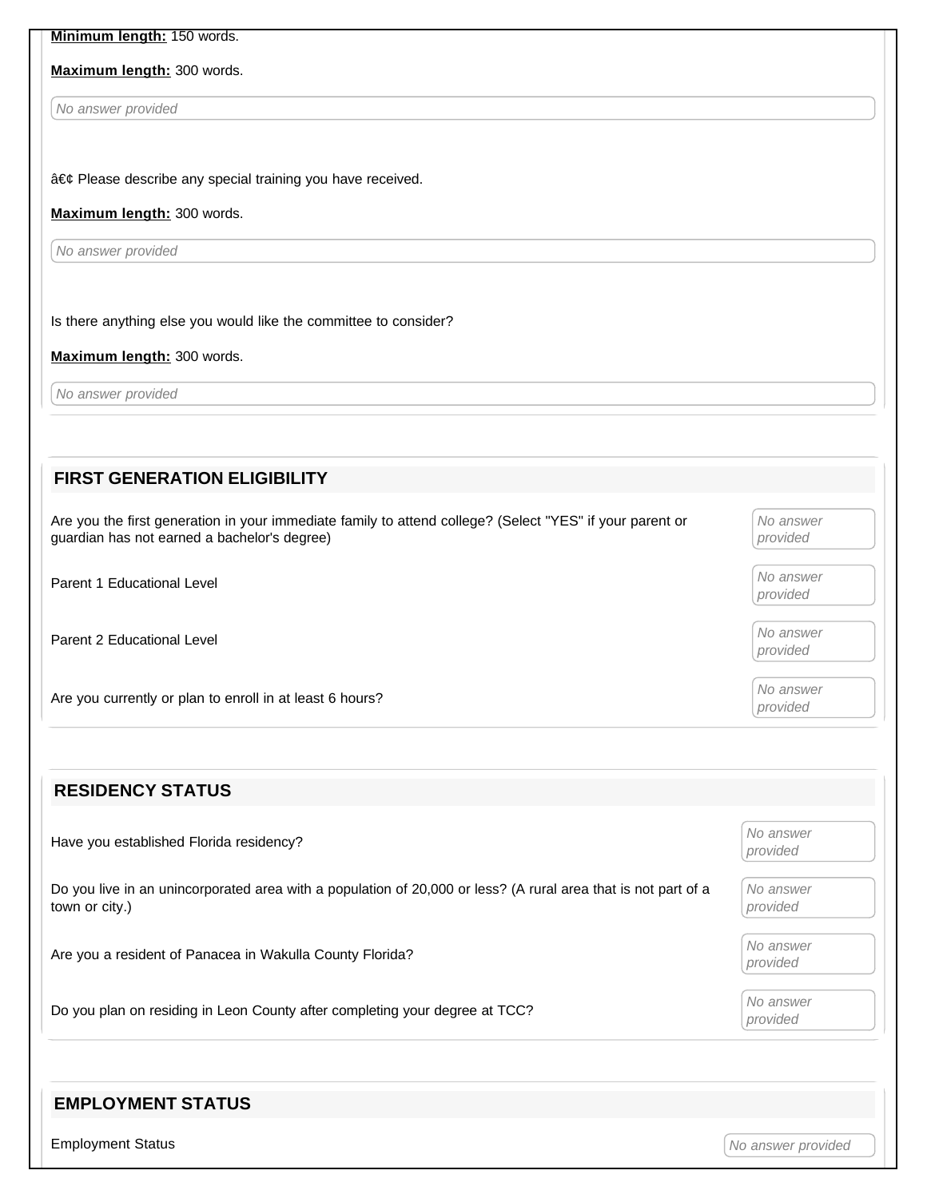**Minimum length:** 150 words.

**Maximum length:** 300 words.

*No answer provided*

â€¢ Please describe any special training you have received.

**Maximum length:** 300 words.

*No answer provided*

Is there anything else you would like the committee to consider?

**Maximum length:** 300 words.

*No answer provided*

## FIRST GENERATION ELIGIBILITY

| | |
|---|---|
| Are you the first generation in your immediate family to attend college? (Select "YES" if your parent or guardian has not earned a bachelor's degree) | *No answer provided* |
| Parent 1 Educational Level | *No answer provided* |
| Parent 2 Educational Level | *No answer provided* |
| Are you currently or plan to enroll in at least 6 hours? | *No answer provided* |

## RESIDENCY STATUS

| | |
|---|---|
| Have you established Florida residency? | *No answer provided* |
| Do you live in an unincorporated area with a population of 20,000 or less? (A rural area that is not part of a town or city.) | *No answer provided* |
| Are you a resident of Panacea in Wakulla County Florida? | *No answer provided* |
| Do you plan on residing in Leon County after completing your degree at TCC? | *No answer provided* |

## EMPLOYMENT STATUS

| | |
|---|---|
| Employment Status | *No answer provided* |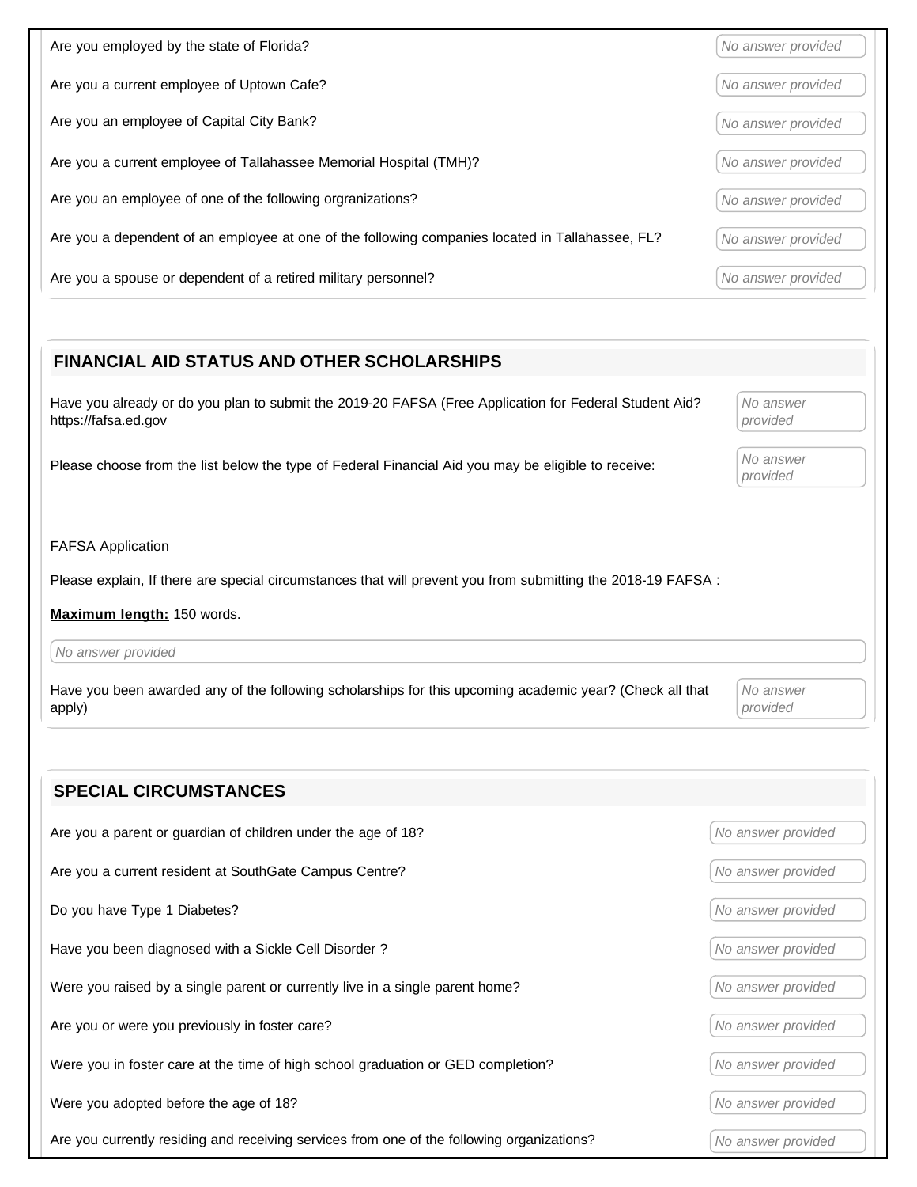Are you employed by the state of Florida? *No answer provided*

Are you a current employee of Uptown Cafe? *No answer provided*

Are you an employee of Capital City Bank? *No answer provided*

Are you a current employee of Tallahassee Memorial Hospital (TMH)? *No answer provided*

Are you an employee of one of the following orgranizations? *No answer provided*

Are you a dependent of an employee at one of the following companies located in Tallahassee, FL? *No answer provided*

Are you a spouse or dependent of a retired military personnel? *No answer provided*

## FINANCIAL AID STATUS AND OTHER SCHOLARSHIPS

Have you already or do you plan to submit the 2019-20 FAFSA (Free Application for Federal Student Aid? https://fafsa.ed.gov *No answer provided*

Please choose from the list below the type of Federal Financial Aid you may be eligible to receive: *No answer provided*

FAFSA Application

Please explain, If there are special circumstances that will prevent you from submitting the 2018-19 FAFSA :

**Maximum length:** 150 words.

*No answer provided*

Have you been awarded any of the following scholarships for this upcoming academic year? (Check all that apply) *No answer provided*

## SPECIAL CIRCUMSTANCES

Are you a parent or guardian of children under the age of 18? *No answer provided*

Are you a current resident at SouthGate Campus Centre? *No answer provided*

Do you have Type 1 Diabetes? *No answer provided*

Have you been diagnosed with a Sickle Cell Disorder ? *No answer provided*

Were you raised by a single parent or currently live in a single parent home? *No answer provided*

Are you or were you previously in foster care? *No answer provided*

Were you in foster care at the time of high school graduation or GED completion? *No answer provided*

Were you adopted before the age of 18? *No answer provided*

Are you currently residing and receiving services from one of the following organizations? *No answer provided*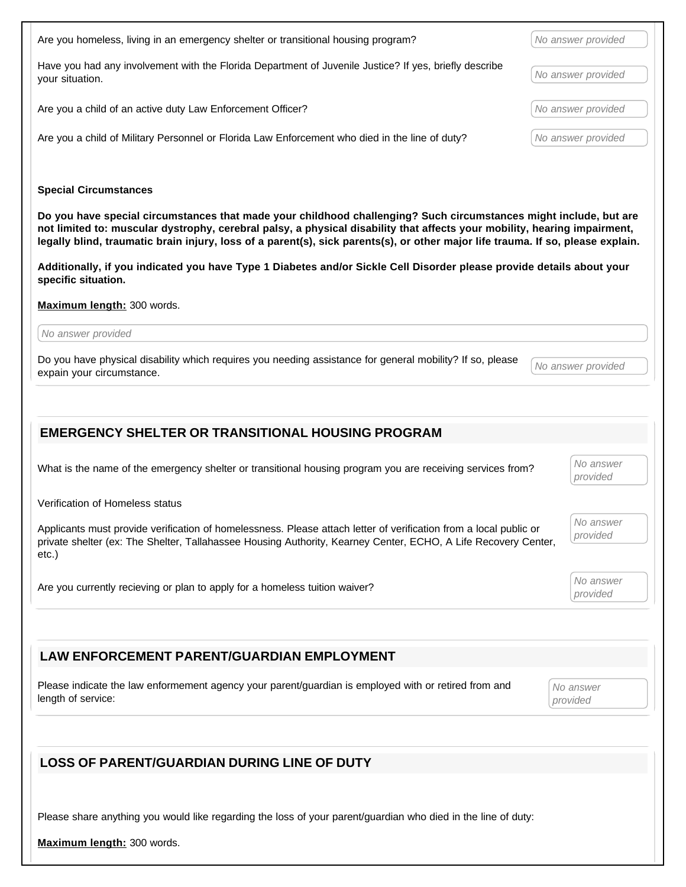Are you homeless, living in an emergency shelter or transitional housing program?

*No answer provided*

Have you had any involvement with the Florida Department of Juvenile Justice? If yes, briefly describe your situation.

*No answer provided*

Are you a child of an active duty Law Enforcement Officer?

*No answer provided*

Are you a child of Military Personnel or Florida Law Enforcement who died in the line of duty?

*No answer provided*

**Special Circumstances**

**Do you have special circumstances that made your childhood challenging? Such circumstances might include, but are not limited to: muscular dystrophy, cerebral palsy, a physical disability that affects your mobility, hearing impairment, legally blind, traumatic brain injury, loss of a parent(s), sick parents(s), or other major life trauma. If so, please explain.**

**Additionally, if you indicated you have Type 1 Diabetes and/or Sickle Cell Disorder please provide details about your specific situation.**

**Maximum length:** 300 words.

*No answer provided*

Do you have physical disability which requires you needing assistance for general mobility? If so, please expain your circumstance.

*No answer provided*

## EMERGENCY SHELTER OR TRANSITIONAL HOUSING PROGRAM

What is the name of the emergency shelter or transitional housing program you are receiving services from?

*No answer provided*

Verification of Homeless status

Applicants must provide verification of homelessness. Please attach letter of verification from a local public or private shelter (ex: The Shelter, Tallahassee Housing Authority, Kearney Center, ECHO, A Life Recovery Center, etc.)

*No answer provided*

Are you currently recieving or plan to apply for a homeless tuition waiver?

*No answer provided*

## LAW ENFORCEMENT PARENT/GUARDIAN EMPLOYMENT

Please indicate the law enformement agency your parent/guardian is employed with or retired from and length of service:

*No answer provided*

## LOSS OF PARENT/GUARDIAN DURING LINE OF DUTY

Please share anything you would like regarding the loss of your parent/guardian who died in the line of duty:

**Maximum length:** 300 words.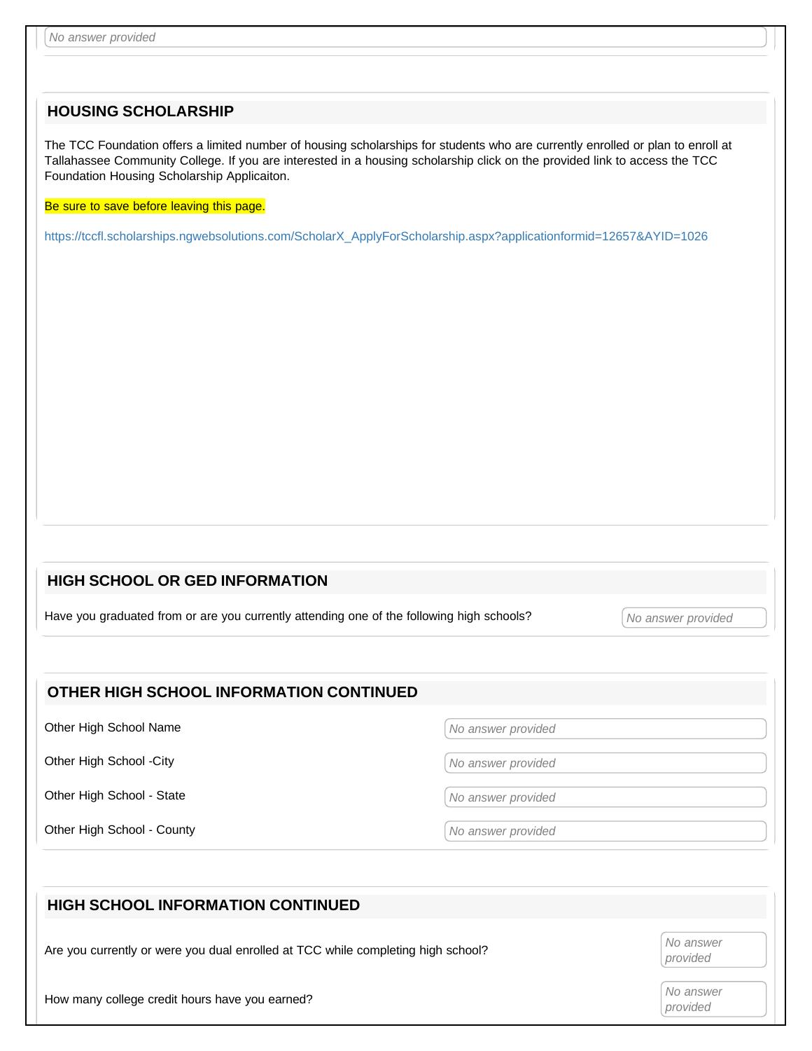No answer provided

## HOUSING SCHOLARSHIP

The TCC Foundation offers a limited number of housing scholarships for students who are currently enrolled or plan to enroll at Tallahassee Community College. If you are interested in a housing scholarship click on the provided link to access the TCC Foundation Housing Scholarship Applicaiton.

Be sure to save before leaving this page.

https://tccfl.scholarships.ngwebsolutions.com/ScholarX_ApplyForScholarship.aspx?applicationformid=12657&AYID=1026

## HIGH SCHOOL OR GED INFORMATION

Have you graduated from or are you currently attending one of the following high schools?

No answer provided

## OTHER HIGH SCHOOL INFORMATION CONTINUED

Other High School Name

No answer provided

Other High School -City

No answer provided

Other High School - State

No answer provided

Other High School - County

No answer provided

## HIGH SCHOOL INFORMATION CONTINUED

Are you currently or were you dual enrolled at TCC while completing high school?

No answer provided

How many college credit hours have you earned?

No answer provided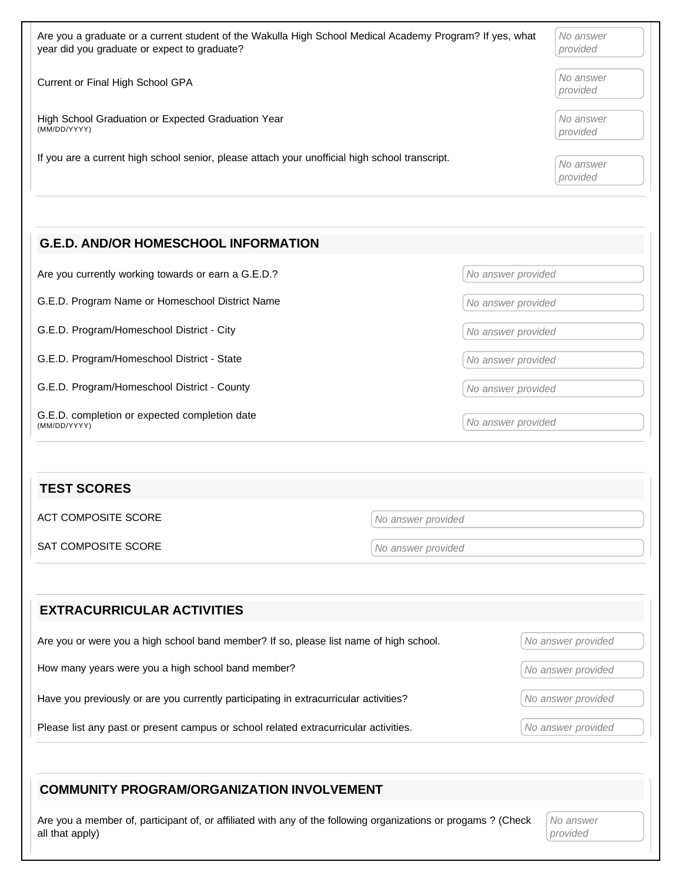| | |
|---|---|
| Are you a graduate or a current student of the Wakulla High School Medical Academy Program? If yes, what year did you graduate or expect to graduate? | *No answer provided* |
| Current or Final High School GPA | *No answer provided* |
| High School Graduation or Expected Graduation Year (MM/DD/YYYY) | *No answer provided* |
| If you are a current high school senior, please attach your unofficial high school transcript. | *No answer provided* |

## G.E.D. AND/OR HOMESCHOOL INFORMATION

| | |
|---|---|
| Are you currently working towards or earn a G.E.D.? | *No answer provided* |
| G.E.D. Program Name or Homeschool District Name | *No answer provided* |
| G.E.D. Program/Homeschool District - City | *No answer provided* |
| G.E.D. Program/Homeschool District - State | *No answer provided* |
| G.E.D. Program/Homeschool District - County | *No answer provided* |
| G.E.D. completion or expected completion date (MM/DD/YYYY) | *No answer provided* |

## TEST SCORES

| | |
|---|---|
| ACT COMPOSITE SCORE | *No answer provided* |
| SAT COMPOSITE SCORE | *No answer provided* |

## EXTRACURRICULAR ACTIVITIES

| | |
|---|---|
| Are you or were you a high school band member? If so, please list name of high school. | *No answer provided* |
| How many years were you a high school band member? | *No answer provided* |
| Have you previously or are you currently participating in extracurricular activities? | *No answer provided* |
| Please list any past or present campus or school related extracurricular activities. | *No answer provided* |

## COMMUNITY PROGRAM/ORGANIZATION INVOLVEMENT

| | |
|---|---|
| Are you a member of, participant of, or affiliated with any of the following organizations or progams ? (Check all that apply) | *No answer provided* |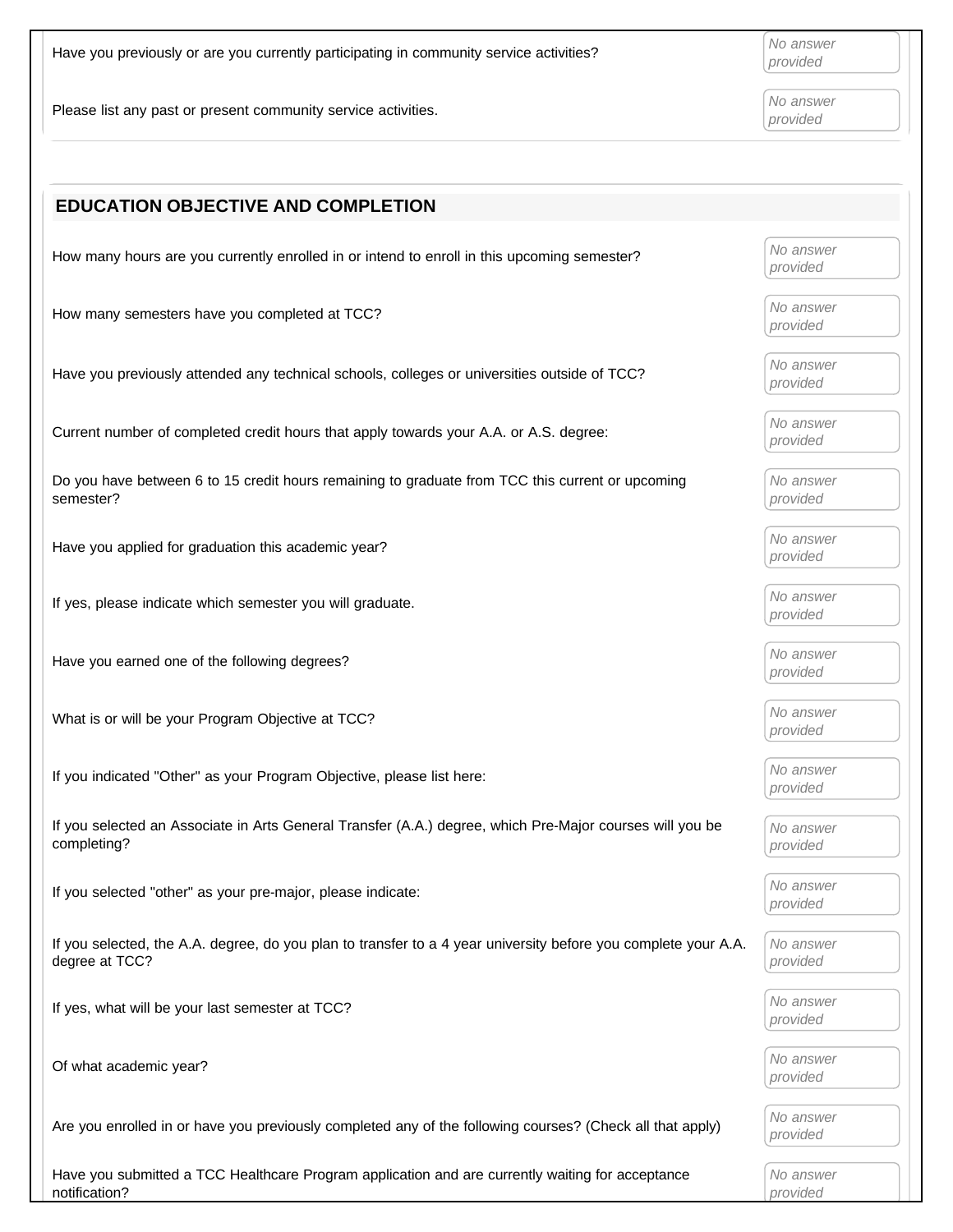| | |
|---|---|
| Have you previously or are you currently participating in community service activities? | *No answer provided* |
| Please list any past or present community service activities. | *No answer provided* |

## EDUCATION OBJECTIVE AND COMPLETION

| | |
|---|---|
| How many hours are you currently enrolled in or intend to enroll in this upcoming semester? | *No answer provided* |
| How many semesters have you completed at TCC? | *No answer provided* |
| Have you previously attended any technical schools, colleges or universities outside of TCC? | *No answer provided* |
| Current number of completed credit hours that apply towards your A.A. or A.S. degree: | *No answer provided* |
| Do you have between 6 to 15 credit hours remaining to graduate from TCC this current or upcoming semester? | *No answer provided* |
| Have you applied for graduation this academic year? | *No answer provided* |
| If yes, please indicate which semester you will graduate. | *No answer provided* |
| Have you earned one of the following degrees? | *No answer provided* |
| What is or will be your Program Objective at TCC? | *No answer provided* |
| If you indicated "Other" as your Program Objective, please list here: | *No answer provided* |
| If you selected an Associate in Arts General Transfer (A.A.) degree, which Pre-Major courses will you be completing? | *No answer provided* |
| If you selected "other" as your pre-major, please indicate: | *No answer provided* |
| If you selected, the A.A. degree, do you plan to transfer to a 4 year university before you complete your A.A. degree at TCC? | *No answer provided* |
| If yes, what will be your last semester at TCC? | *No answer provided* |
| Of what academic year? | *No answer provided* |
| Are you enrolled in or have you previously completed any of the following courses? (Check all that apply) | *No answer provided* |
| Have you submitted a TCC Healthcare Program application and are currently waiting for acceptance notification? | *No answer provided* |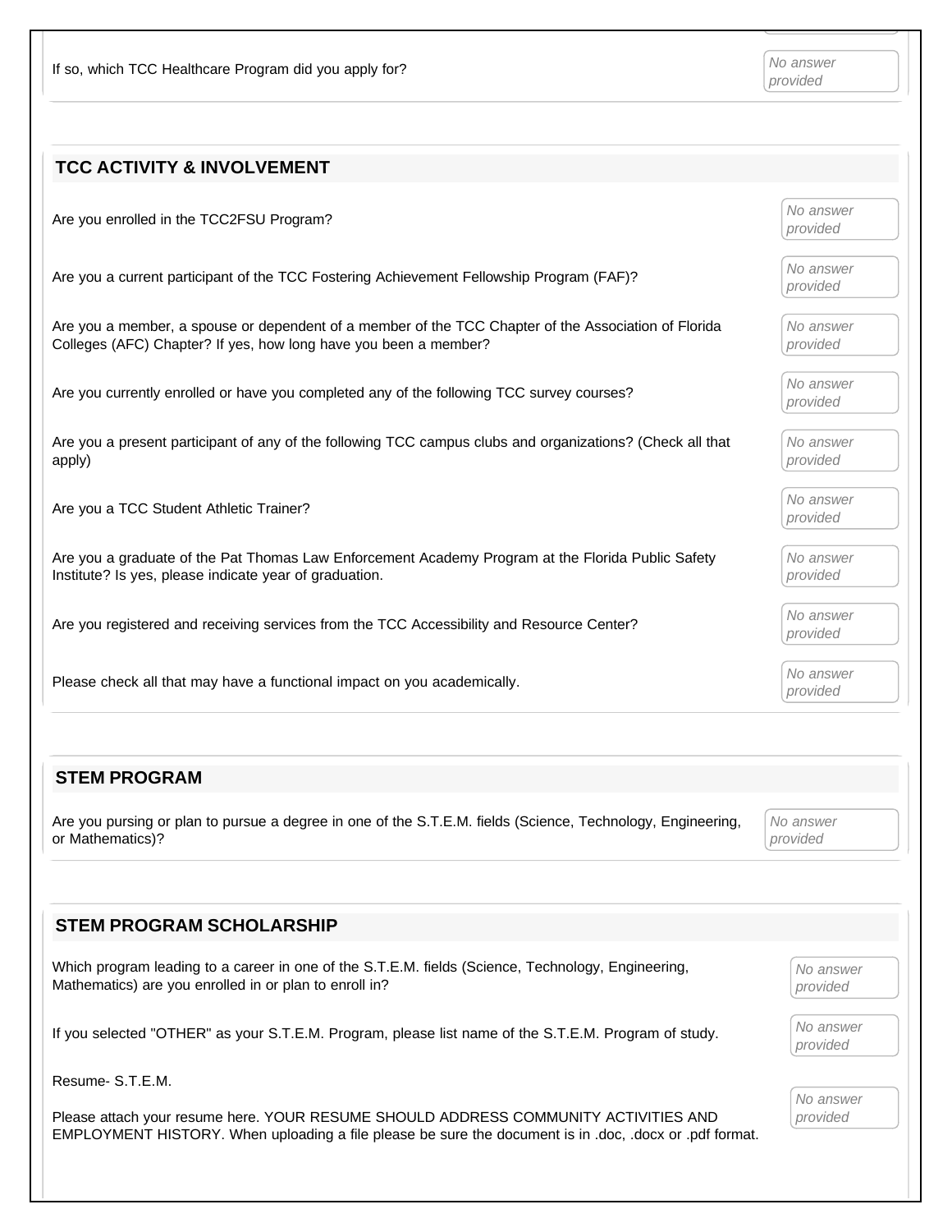If so, which TCC Healthcare Program did you apply for? | *No answer provided*

## TCC ACTIVITY & INVOLVEMENT

| Question | Answer |
|---|---|
| Are you enrolled in the TCC2FSU Program? | *No answer provided* |
| Are you a current participant of the TCC Fostering Achievement Fellowship Program (FAF)? | *No answer provided* |
| Are you a member, a spouse or dependent of a member of the TCC Chapter of the Association of Florida Colleges (AFC) Chapter? If yes, how long have you been a member? | *No answer provided* |
| Are you currently enrolled or have you completed any of the following TCC survey courses? | *No answer provided* |
| Are you a present participant of any of the following TCC campus clubs and organizations? (Check all that apply) | *No answer provided* |
| Are you a TCC Student Athletic Trainer? | *No answer provided* |
| Are you a graduate of the Pat Thomas Law Enforcement Academy Program at the Florida Public Safety Institute? Is yes, please indicate year of graduation. | *No answer provided* |
| Are you registered and receiving services from the TCC Accessibility and Resource Center? | *No answer provided* |
| Please check all that may have a functional impact on you academically. | *No answer provided* |

## STEM PROGRAM

| Question | Answer |
|---|---|
| Are you pursing or plan to pursue a degree in one of the S.T.E.M. fields (Science, Technology, Engineering, or Mathematics)? | *No answer provided* |

## STEM PROGRAM SCHOLARSHIP

| Question | Answer |
|---|---|
| Which program leading to a career in one of the S.T.E.M. fields (Science, Technology, Engineering, Mathematics) are you enrolled in or plan to enroll in? | *No answer provided* |
| If you selected "OTHER" as your S.T.E.M. Program, please list name of the S.T.E.M. Program of study. | *No answer provided* |
| Resume- S.T.E.M.<br><br>Please attach your resume here. YOUR RESUME SHOULD ADDRESS COMMUNITY ACTIVITIES AND EMPLOYMENT HISTORY. When uploading a file please be sure the document is in .doc, .docx or .pdf format. | *No answer provided* |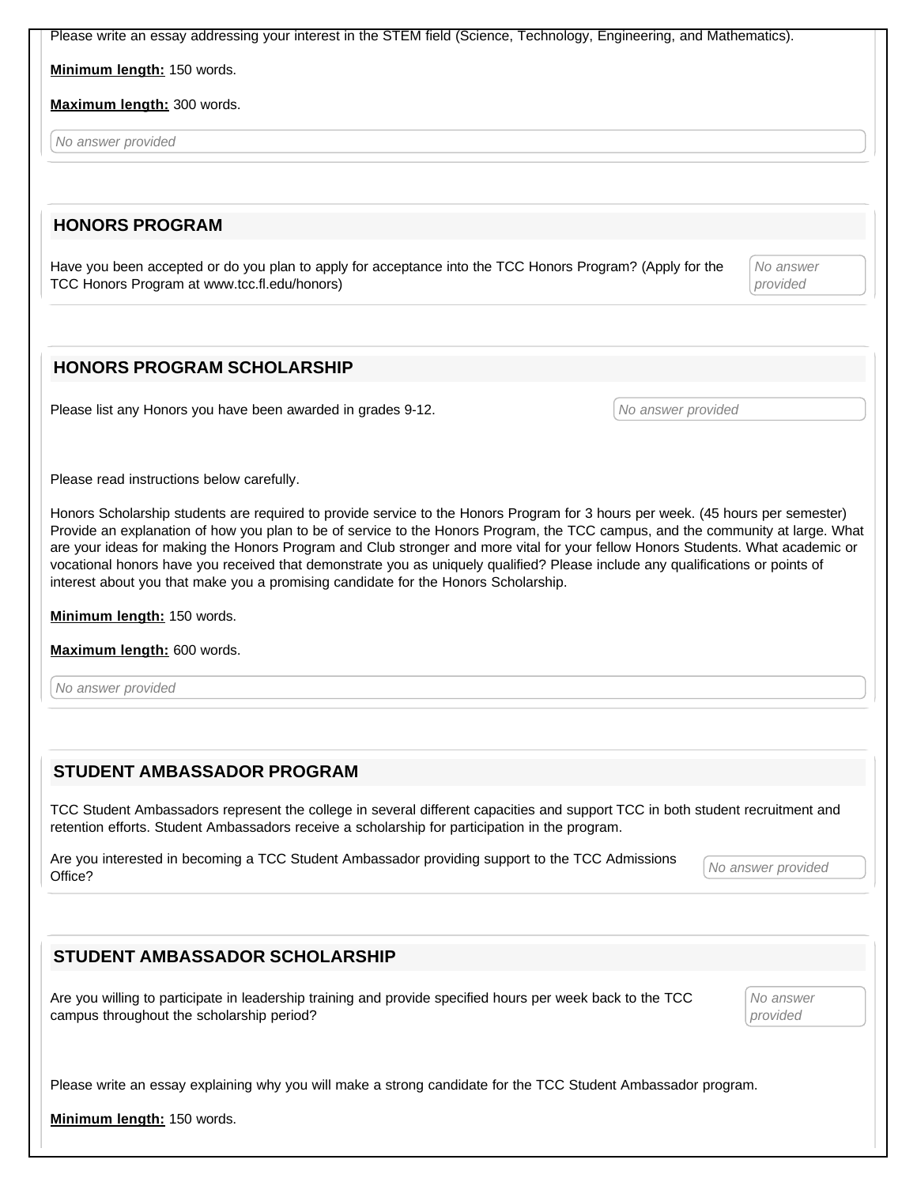Please write an essay addressing your interest in the STEM field (Science, Technology, Engineering, and Mathematics).

**Minimum length:** 150 words.

**Maximum length:** 300 words.

*No answer provided*

## HONORS PROGRAM

Have you been accepted or do you plan to apply for acceptance into the TCC Honors Program? (Apply for the TCC Honors Program at www.tcc.fl.edu/honors)

*No answer provided*

## HONORS PROGRAM SCHOLARSHIP

Please list any Honors you have been awarded in grades 9-12.

*No answer provided*

Please read instructions below carefully.

Honors Scholarship students are required to provide service to the Honors Program for 3 hours per week. (45 hours per semester) Provide an explanation of how you plan to be of service to the Honors Program, the TCC campus, and the community at large. What are your ideas for making the Honors Program and Club stronger and more vital for your fellow Honors Students. What academic or vocational honors have you received that demonstrate you as uniquely qualified? Please include any qualifications or points of interest about you that make you a promising candidate for the Honors Scholarship.

**Minimum length:** 150 words.

**Maximum length:** 600 words.

*No answer provided*

## STUDENT AMBASSADOR PROGRAM

TCC Student Ambassadors represent the college in several different capacities and support TCC in both student recruitment and retention efforts. Student Ambassadors receive a scholarship for participation in the program.

Are you interested in becoming a TCC Student Ambassador providing support to the TCC Admissions Office?

*No answer provided*

## STUDENT AMBASSADOR SCHOLARSHIP

Are you willing to participate in leadership training and provide specified hours per week back to the TCC campus throughout the scholarship period?

*No answer provided*

Please write an essay explaining why you will make a strong candidate for the TCC Student Ambassador program.

**Minimum length:** 150 words.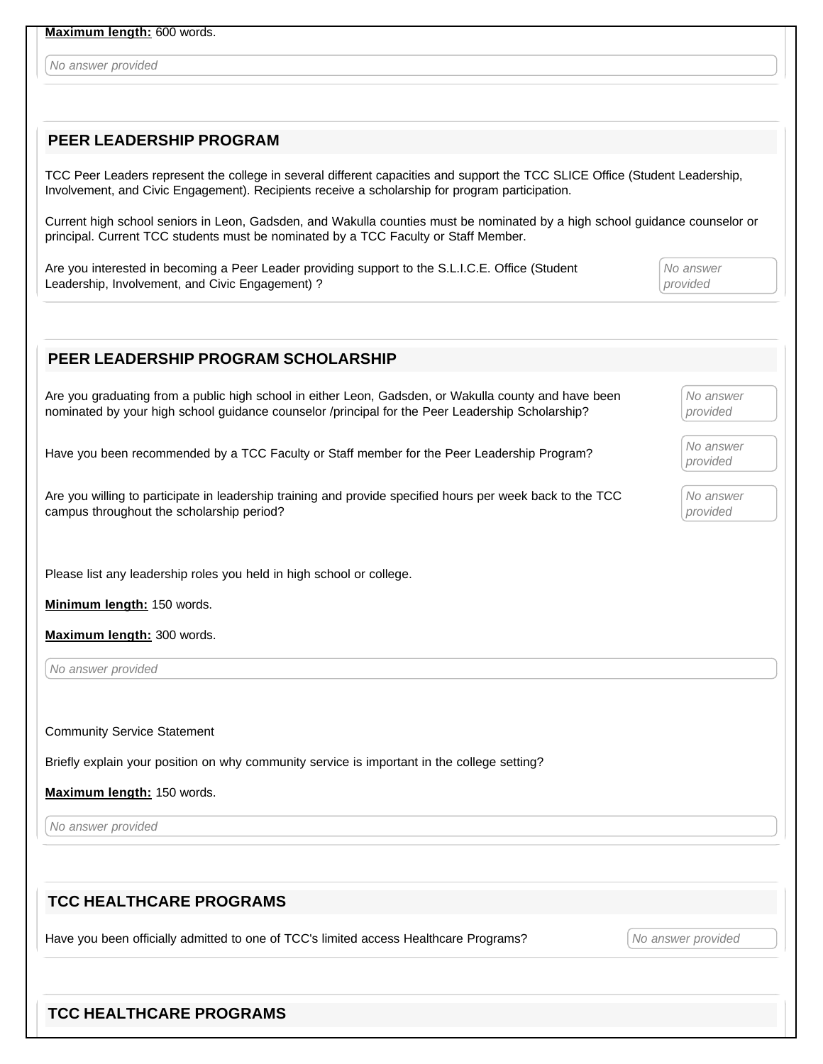**Maximum length:** 600 words.

*No answer provided*

## PEER LEADERSHIP PROGRAM

TCC Peer Leaders represent the college in several different capacities and support the TCC SLICE Office (Student Leadership, Involvement, and Civic Engagement). Recipients receive a scholarship for program participation.

Current high school seniors in Leon, Gadsden, and Wakulla counties must be nominated by a high school guidance counselor or principal. Current TCC students must be nominated by a TCC Faculty or Staff Member.

Are you interested in becoming a Peer Leader providing support to the S.L.I.C.E. Office (Student Leadership, Involvement, and Civic Engagement) ?

*No answer provided*

## PEER LEADERSHIP PROGRAM SCHOLARSHIP

Are you graduating from a public high school in either Leon, Gadsden, or Wakulla county and have been nominated by your high school guidance counselor /principal for the Peer Leadership Scholarship?

*No answer provided*

Have you been recommended by a TCC Faculty or Staff member for the Peer Leadership Program?

*No answer provided*

Are you willing to participate in leadership training and provide specified hours per week back to the TCC campus throughout the scholarship period?

*No answer provided*

Please list any leadership roles you held in high school or college.

**Minimum length:** 150 words.

**Maximum length:** 300 words.

*No answer provided*

Community Service Statement

Briefly explain your position on why community service is important in the college setting?

**Maximum length:** 150 words.

*No answer provided*

## TCC HEALTHCARE PROGRAMS

Have you been officially admitted to one of TCC's limited access Healthcare Programs?

*No answer provided*

## TCC HEALTHCARE PROGRAMS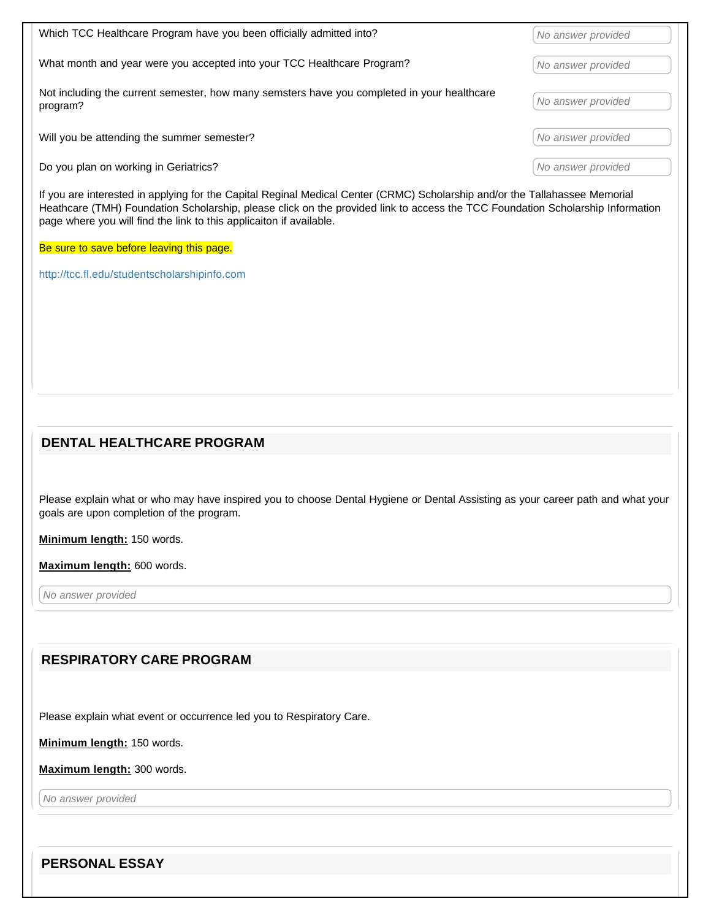Which TCC Healthcare Program have you been officially admitted into? *No answer provided*

What month and year were you accepted into your TCC Healthcare Program? *No answer provided*

Not including the current semester, how many semsters have you completed in your healthcare program? *No answer provided*

Will you be attending the summer semester? *No answer provided*

Do you plan on working in Geriatrics? *No answer provided*

If you are interested in applying for the Capital Reginal Medical Center (CRMC) Scholarship and/or the Tallahassee Memorial Heathcare (TMH) Foundation Scholarship, please click on the provided link to access the TCC Foundation Scholarship Information page where you will find the link to this applicaiton if available.

Be sure to save before leaving this page.

http://tcc.fl.edu/studentscholarshipinfo.com

## DENTAL HEALTHCARE PROGRAM

Please explain what or who may have inspired you to choose Dental Hygiene or Dental Assisting as your career path and what your goals are upon completion of the program.

**Minimum length:** 150 words.

**Maximum length:** 600 words.

*No answer provided*

## RESPIRATORY CARE PROGRAM

Please explain what event or occurrence led you to Respiratory Care.

**Minimum length:** 150 words.

**Maximum length:** 300 words.

*No answer provided*

## PERSONAL ESSAY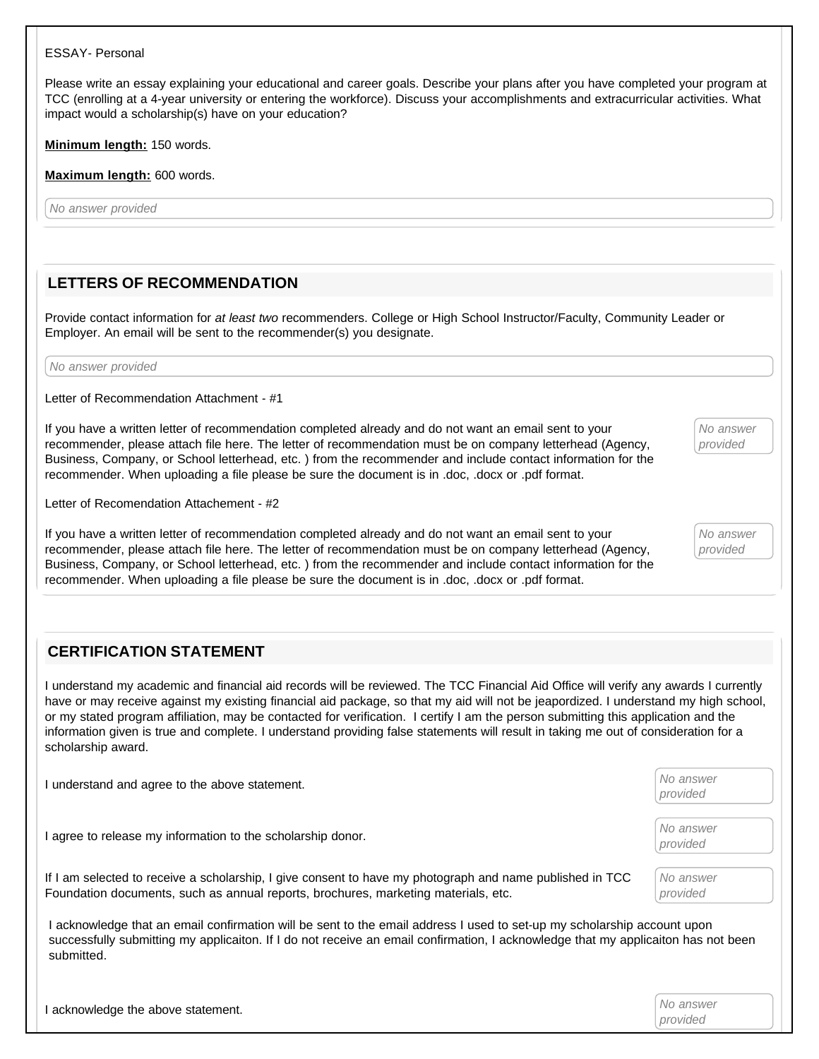ESSAY- Personal

Please write an essay explaining your educational and career goals. Describe your plans after you have completed your program at TCC (enrolling at a 4-year university or entering the workforce). Discuss your accomplishments and extracurricular activities. What impact would a scholarship(s) have on your education?

**Minimum length:** 150 words.

**Maximum length:** 600 words.

*No answer provided*

## LETTERS OF RECOMMENDATION

Provide contact information for *at least two* recommenders. College or High School Instructor/Faculty, Community Leader or Employer. An email will be sent to the recommender(s) you designate.

*No answer provided*

Letter of Recommendation Attachment - #1

If you have a written letter of recommendation completed already and do not want an email sent to your recommender, please attach file here. The letter of recommendation must be on company letterhead (Agency, Business, Company, or School letterhead, etc. ) from the recommender and include contact information for the recommender. When uploading a file please be sure the document is in .doc, .docx or .pdf format.

*No answer provided*

Letter of Recomendation Attachement - #2

If you have a written letter of recommendation completed already and do not want an email sent to your recommender, please attach file here. The letter of recommendation must be on company letterhead (Agency, Business, Company, or School letterhead, etc. ) from the recommender and include contact information for the recommender. When uploading a file please be sure the document is in .doc, .docx or .pdf format.

*No answer provided*

## CERTIFICATION STATEMENT

I understand my academic and financial aid records will be reviewed. The TCC Financial Aid Office will verify any awards I currently have or may receive against my existing financial aid package, so that my aid will not be jeapordized. I understand my high school, or my stated program affiliation, may be contacted for verification. I certify I am the person submitting this application and the information given is true and complete. I understand providing false statements will result in taking me out of consideration for a scholarship award.

I understand and agree to the above statement.

*No answer provided*

I agree to release my information to the scholarship donor.

*No answer provided*

If I am selected to receive a scholarship, I give consent to have my photograph and name published in TCC Foundation documents, such as annual reports, brochures, marketing materials, etc.

*No answer provided*

I acknowledge that an email confirmation will be sent to the email address I used to set-up my scholarship account upon successfully submitting my applicaiton. If I do not receive an email confirmation, I acknowledge that my applicaiton has not been submitted.

I acknowledge the above statement.

*No answer provided*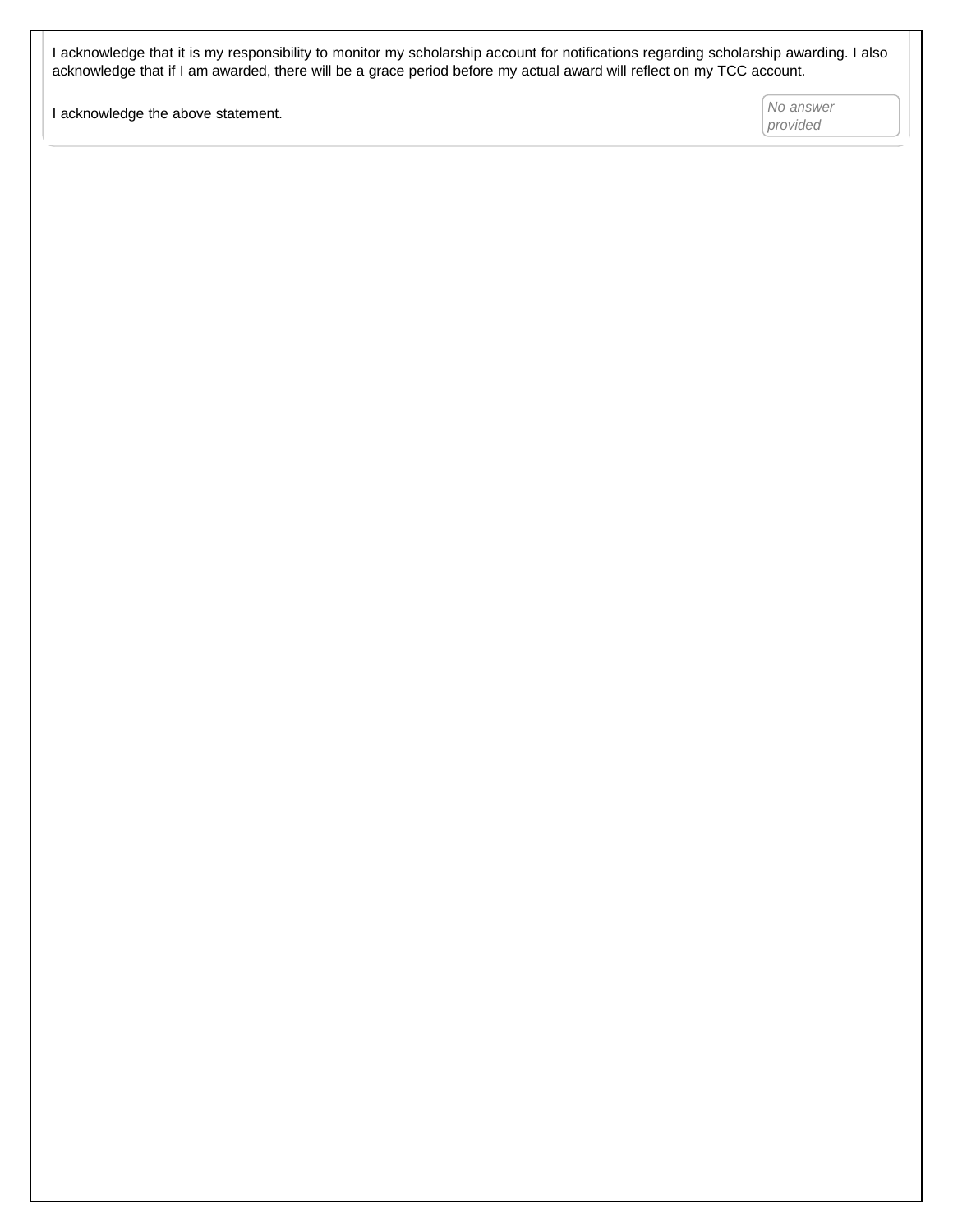I acknowledge that it is my responsibility to monitor my scholarship account for notifications regarding scholarship awarding. I also acknowledge that if I am awarded, there will be a grace period before my actual award will reflect on my TCC account.

I acknowledge the above statement.

*No answer provided*